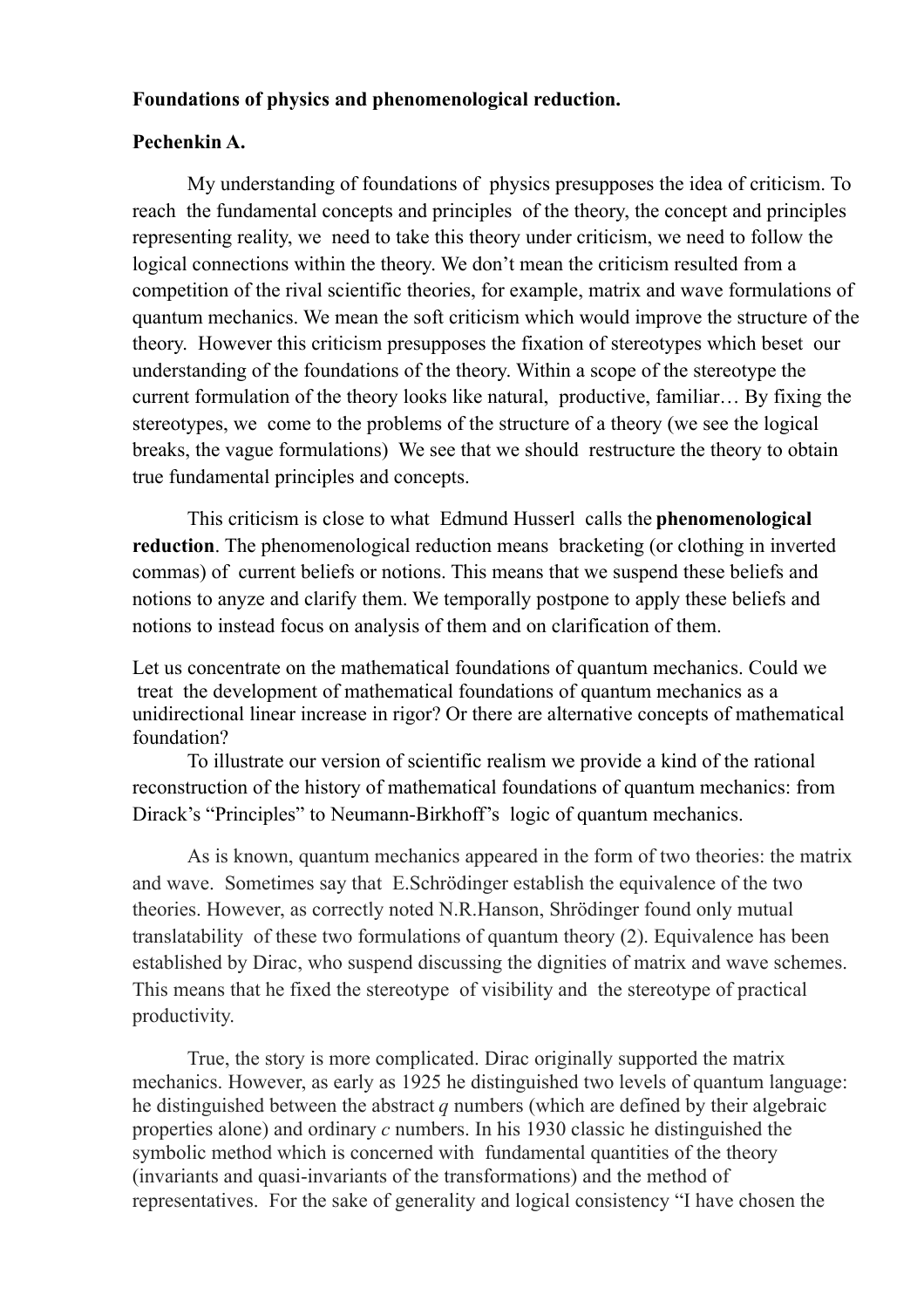**Foundations of physics and phenomenological reduction.**

**Pechenkin A.**

My understanding of foundations of physics presupposes the idea of criticism. To reach the fundamental concepts and principles of the theory, the concept and principles representing reality, we need to take this theory under criticism, we need to follow the logical connections within the theory. We don't mean the criticism resulted from a competition of the rival scientific theories, for example, matrix and wave formulations of quantum mechanics. We mean the soft criticism which would improve the structure of the theory. However this criticism presupposes the fixation of stereotypes which beset our understanding of the foundations of the theory. Within a scope of the stereotype the current formulation of the theory looks like natural, productive, familiar… By fixing the stereotypes, we come to the problems of the structure of a theory (we see the logical breaks, the vague formulations) We see that we should restructure the theory to obtain true fundamental principles and concepts.

This criticism is close to what Edmund Husserl calls the **phenomenological reduction**. The phenomenological reduction means bracketing (or clothing in inverted commas) of current beliefs or notions. This means that we suspend these beliefs and notions to anyze and clarify them. We temporally postpone to apply these beliefs and notions to instead focus on analysis of them and on clarification of them.

Let us concentrate on the mathematical foundations of quantum mechanics. Could we treat the development of mathematical foundations of quantum mechanics as a unidirectional linear increase in rigor? Or there are alternative concepts of mathematical foundation?

To illustrate our version of scientific realism we provide a kind of the rational reconstruction of the history of mathematical foundations of quantum mechanics: from Dirack's "Principles" to Neumann-Birkhoff's logic of quantum mechanics.

As is known, quantum mechanics appeared in the form of two theories: the matrix and wave. Sometimes say that E.Schrödinger establish the equivalence of the two theories. However, as correctly noted N.R.Hanson, Shrödinger found only mutual translatability of these two formulations of quantum theory (2). Equivalence has been established by Dirac, who suspend discussing the dignities of matrix and wave schemes. This means that he fixed the stereotype of visibility and the stereotype of practical productivity.

True, the story is more complicated. Dirac originally supported the matrix mechanics. However, as early as 1925 he distinguished two levels of quantum language: he distinguished between the abstract *q* numbers (which are defined by their algebraic properties alone) and ordinary *c* numbers. In his 1930 classic he distinguished the symbolic method which is concerned with fundamental quantities of the theory (invariants and quasi-invariants of the transformations) and the method of representatives. For the sake of generality and logical consistency "I have chosen the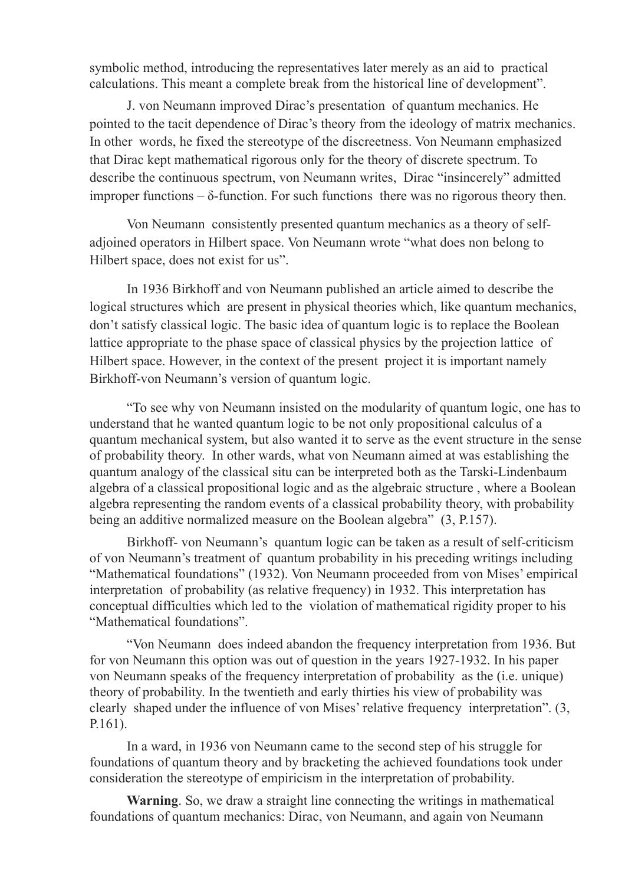symbolic method, introducing the representatives later merely as an aid to practical calculations. This meant a complete break from the historical line of development".

J. von Neumann improved Dirac's presentation of quantum mechanics. He pointed to the tacit dependence of Dirac's theory from the ideology of matrix mechanics. In other words, he fixed the stereotype of the discreetness. Von Neumann emphasized that Dirac kept mathematical rigorous only for the theory of discrete spectrum. To describe the continuous spectrum, von Neumann writes, Dirac "insincerely" admitted improper functions – δ-function. For such functions there was no rigorous theory then.

Von Neumann consistently presented quantum mechanics as a theory of self-adjoined operators in Hilbert space. Von Neumann wrote "what does non belong to Hilbert space, does not exist for us".

In 1936 Birkhoff and von Neumann published an article aimed to describe the logical structures which are present in physical theories which, like quantum mechanics, don't satisfy classical logic. The basic idea of quantum logic is to replace the Boolean lattice appropriate to the phase space of classical physics by the projection lattice of Hilbert space. However, in the context of the present project it is important namely Birkhoff-von Neumann's version of quantum logic.

"To see why von Neumann insisted on the modularity of quantum logic, one has to understand that he wanted quantum logic to be not only propositional calculus of a quantum mechanical system, but also wanted it to serve as the event structure in the sense of probability theory. In other wards, what von Neumann aimed at was establishing the quantum analogy of the classical situ can be interpreted both as the Tarski-Lindenbaum algebra of a classical propositional logic and as the algebraic structure , where a Boolean algebra representing the random events of a classical probability theory, with probability being an additive normalized measure on the Boolean algebra" (3, P.157).

Birkhoff- von Neumann's quantum logic can be taken as a result of self-criticism of von Neumann's treatment of quantum probability in his preceding writings including "Mathematical foundations" (1932). Von Neumann proceeded from von Mises' empirical interpretation of probability (as relative frequency) in 1932. This interpretation has conceptual difficulties which led to the violation of mathematical rigidity proper to his "Mathematical foundations".

"Von Neumann does indeed abandon the frequency interpretation from 1936. But for von Neumann this option was out of question in the years 1927-1932. In his paper von Neumann speaks of the frequency interpretation of probability as the (i.e. unique) theory of probability. In the twentieth and early thirties his view of probability was clearly shaped under the influence of von Mises' relative frequency interpretation". (3, P.161).

In a ward, in 1936 von Neumann came to the second step of his struggle for foundations of quantum theory and by bracketing the achieved foundations took under consideration the stereotype of empiricism in the interpretation of probability.

**Warning**. So, we draw a straight line connecting the writings in mathematical foundations of quantum mechanics: Dirac, von Neumann, and again von Neumann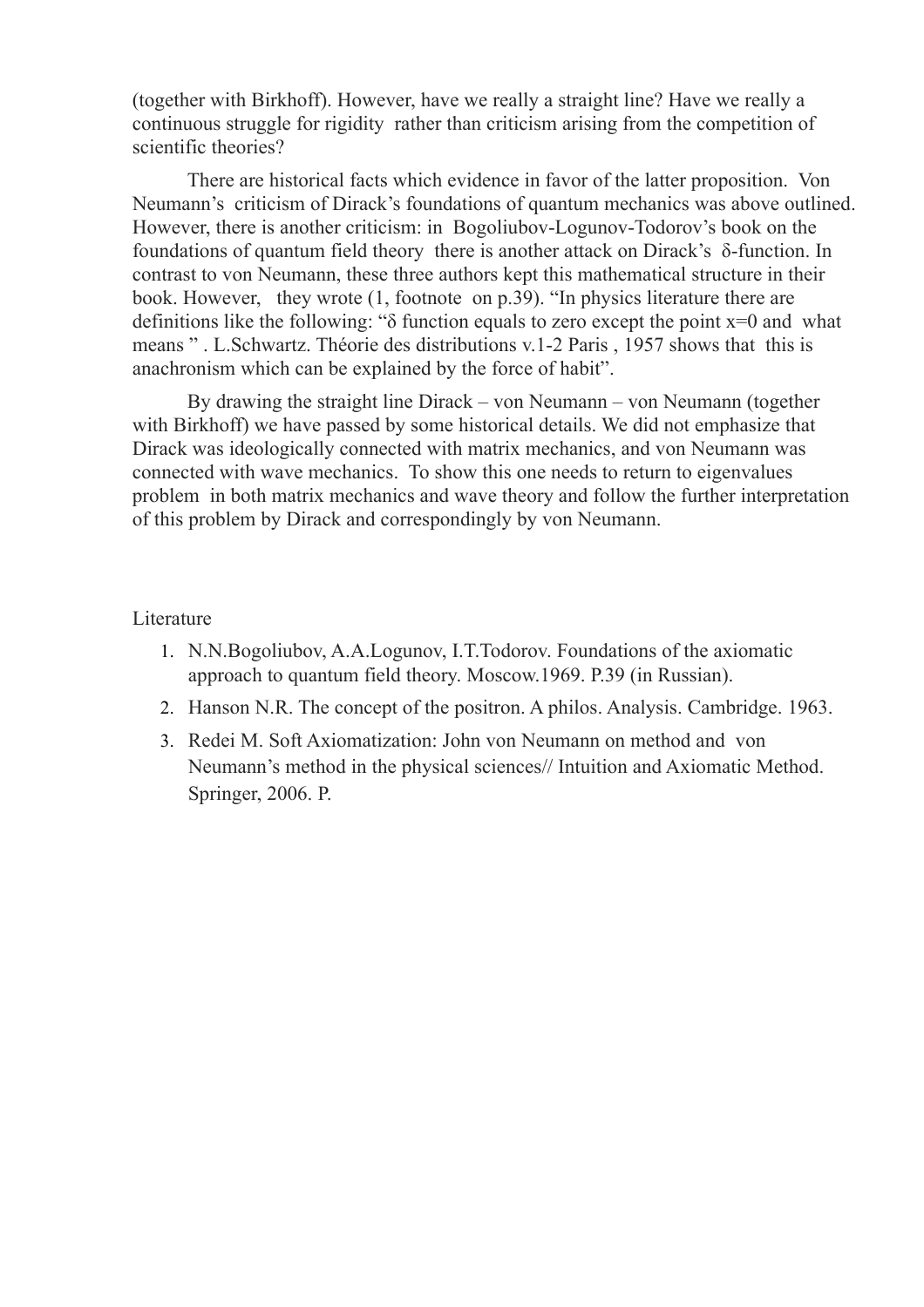(together with Birkhoff). However, have we really a straight line? Have we really a continuous struggle for rigidity rather than criticism arising from the competition of scientific theories?

There are historical facts which evidence in favor of the latter proposition. Von Neumann's criticism of Dirack's foundations of quantum mechanics was above outlined. However, there is another criticism: in Bogoliubov-Logunov-Todorov's book on the foundations of quantum field theory there is another attack on Dirack's δ-function. In contrast to von Neumann, these three authors kept this mathematical structure in their book. However, they wrote (1, footnote on p.39). "In physics literature there are definitions like the following: "δ function equals to zero except the point x=0 and what means " . L.Schwartz. Théorie des distributions v.1-2 Paris , 1957 shows that this is anachronism which can be explained by the force of habit".

By drawing the straight line Dirack – von Neumann – von Neumann (together with Birkhoff) we have passed by some historical details. We did not emphasize that Dirack was ideologically connected with matrix mechanics, and von Neumann was connected with wave mechanics. To show this one needs to return to eigenvalues problem in both matrix mechanics and wave theory and follow the further interpretation of this problem by Dirack and correspondingly by von Neumann.

Literature

1. N.N.Bogoliubov, A.A.Logunov, I.T.Todorov. Foundations of the axiomatic approach to quantum field theory. Moscow.1969. P.39 (in Russian).
2. Hanson N.R. The concept of the positron. A philos. Analysis. Cambridge. 1963.
3. Redei M. Soft Axiomatization: John von Neumann on method and von Neumann's method in the physical sciences// Intuition and Axiomatic Method. Springer, 2006. P.